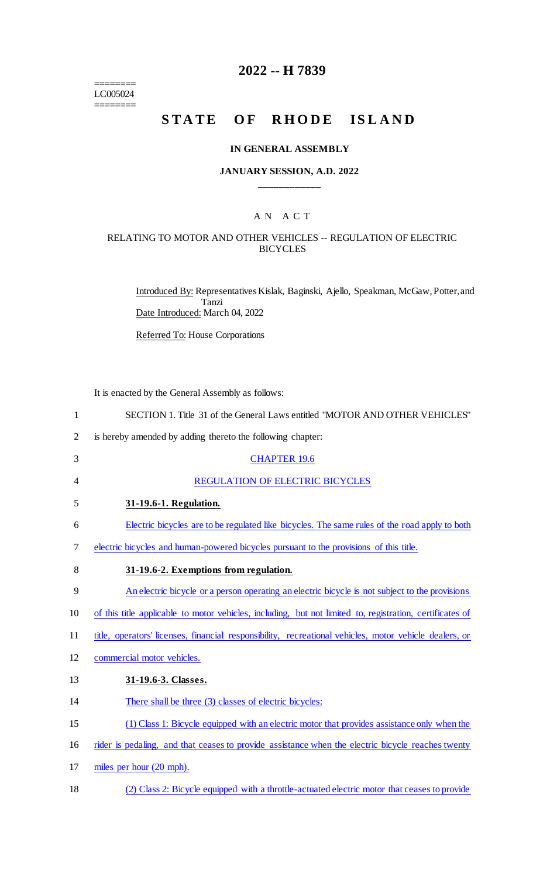========
LC005024
========

# 2022 -- H 7839

# STATE OF RHODE ISLAND

### IN GENERAL ASSEMBLY

### JANUARY SESSION, A.D. 2022

____________

## A N A C T

### RELATING TO MOTOR AND OTHER VEHICLES -- REGULATION OF ELECTRIC BICYCLES

Introduced By: Representatives Kislak, Baginski, Ajello, Speakman, McGaw, Potter, and Tanzi

Date Introduced: March 04, 2022

Referred To: House Corporations

It is enacted by the General Assembly as follows:

1 SECTION 1. Title 31 of the General Laws entitled "MOTOR AND OTHER VEHICLES"
2 is hereby amended by adding thereto the following chapter:

3 CHAPTER 19.6

4 REGULATION OF ELECTRIC BICYCLES

5 **31-19.6-1. Regulation.**

6 Electric bicycles are to be regulated like bicycles. The same rules of the road apply to both
7 electric bicycles and human-powered bicycles pursuant to the provisions of this title.

8 **31-19.6-2. Exemptions from regulation.**

9 An electric bicycle or a person operating an electric bicycle is not subject to the provisions
10 of this title applicable to motor vehicles, including, but not limited to, registration, certificates of
11 title, operators' licenses, financial responsibility, recreational vehicles, motor vehicle dealers, or
12 commercial motor vehicles.

13 **31-19.6-3. Classes.**

14 There shall be three (3) classes of electric bicycles:

15 (1) Class 1: Bicycle equipped with an electric motor that provides assistance only when the
16 rider is pedaling, and that ceases to provide assistance when the electric bicycle reaches twenty
17 miles per hour (20 mph).

18 (2) Class 2: Bicycle equipped with a throttle-actuated electric motor that ceases to provide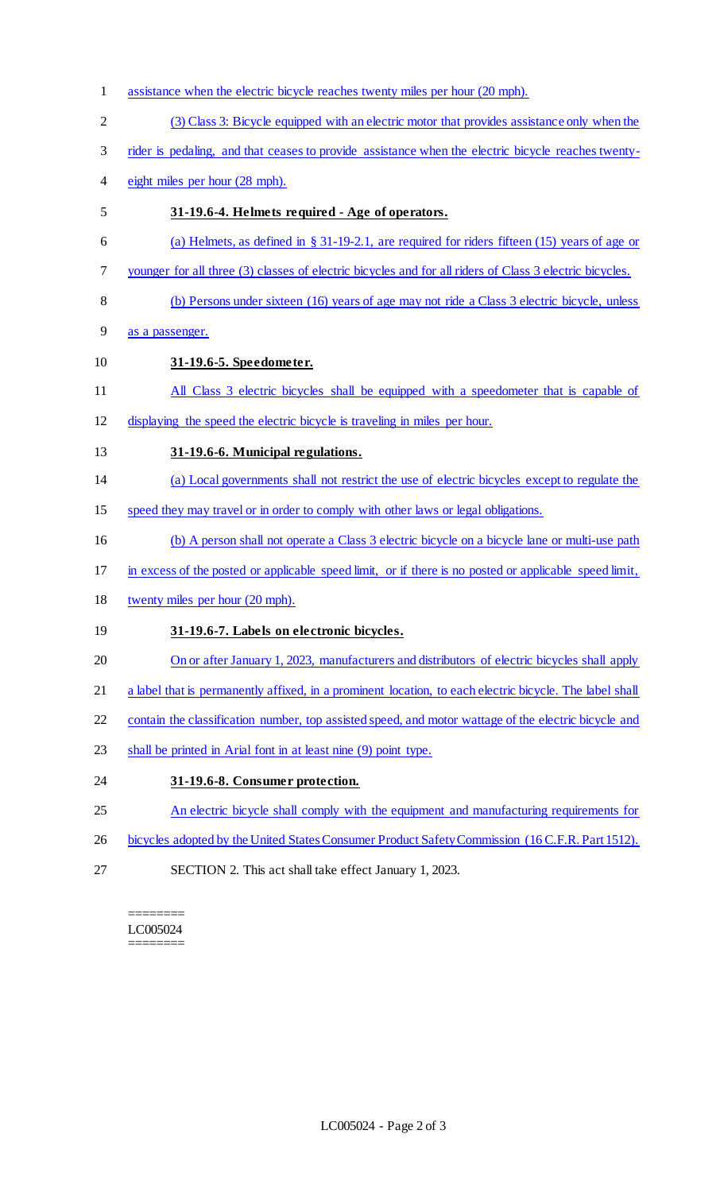assistance when the electric bicycle reaches twenty miles per hour (20 mph).

(3) Class 3: Bicycle equipped with an electric motor that provides assistance only when the rider is pedaling, and that ceases to provide assistance when the electric bicycle reaches twenty-eight miles per hour (28 mph).

**31-19.6-4. Helmets required - Age of operators.**

(a) Helmets, as defined in § 31-19-2.1, are required for riders fifteen (15) years of age or younger for all three (3) classes of electric bicycles and for all riders of Class 3 electric bicycles.

(b) Persons under sixteen (16) years of age may not ride a Class 3 electric bicycle, unless as a passenger.

**31-19.6-5. Speedometer.**

All Class 3 electric bicycles shall be equipped with a speedometer that is capable of displaying the speed the electric bicycle is traveling in miles per hour.

**31-19.6-6. Municipal regulations.**

(a) Local governments shall not restrict the use of electric bicycles except to regulate the speed they may travel or in order to comply with other laws or legal obligations.

(b) A person shall not operate a Class 3 electric bicycle on a bicycle lane or multi-use path in excess of the posted or applicable speed limit, or if there is no posted or applicable speed limit, twenty miles per hour (20 mph).

**31-19.6-7. Labels on electronic bicycles.**

On or after January 1, 2023, manufacturers and distributors of electric bicycles shall apply a label that is permanently affixed, in a prominent location, to each electric bicycle. The label shall contain the classification number, top assisted speed, and motor wattage of the electric bicycle and shall be printed in Arial font in at least nine (9) point type.

**31-19.6-8. Consumer protection.**

An electric bicycle shall comply with the equipment and manufacturing requirements for bicycles adopted by the United States Consumer Product Safety Commission (16 C.F.R. Part 1512).

SECTION 2. This act shall take effect January 1, 2023.

========
LC005024
========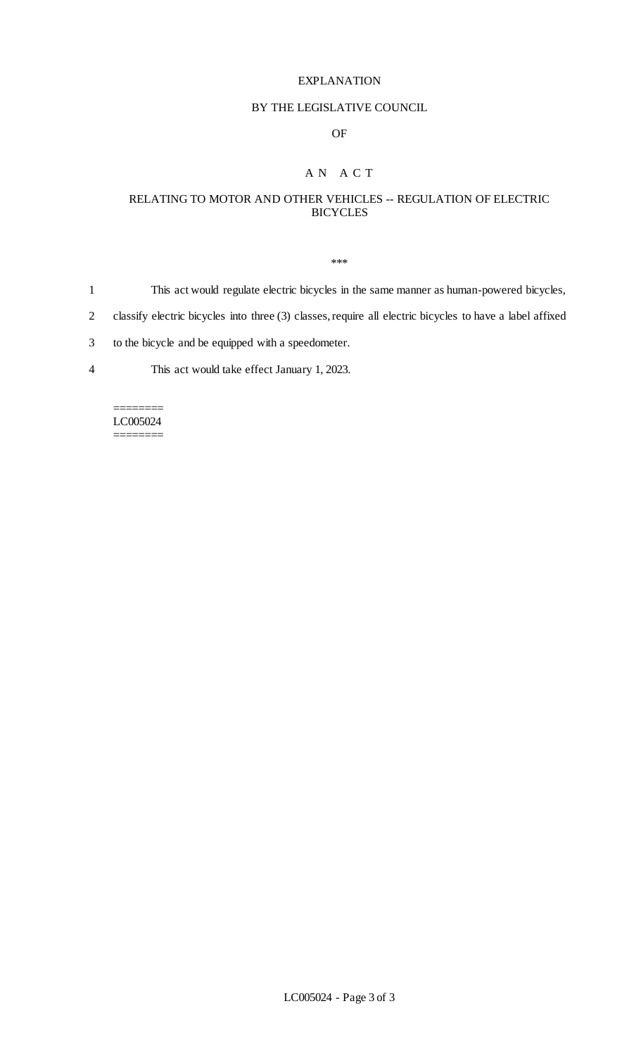EXPLANATION

BY THE LEGISLATIVE COUNCIL

OF

A N A C T

RELATING TO MOTOR AND OTHER VEHICLES -- REGULATION OF ELECTRIC BICYCLES

***

This act would regulate electric bicycles in the same manner as human-powered bicycles, classify electric bicycles into three (3) classes, require all electric bicycles to have a label affixed to the bicycle and be equipped with a speedometer.

This act would take effect January 1, 2023.

========
LC005024
========